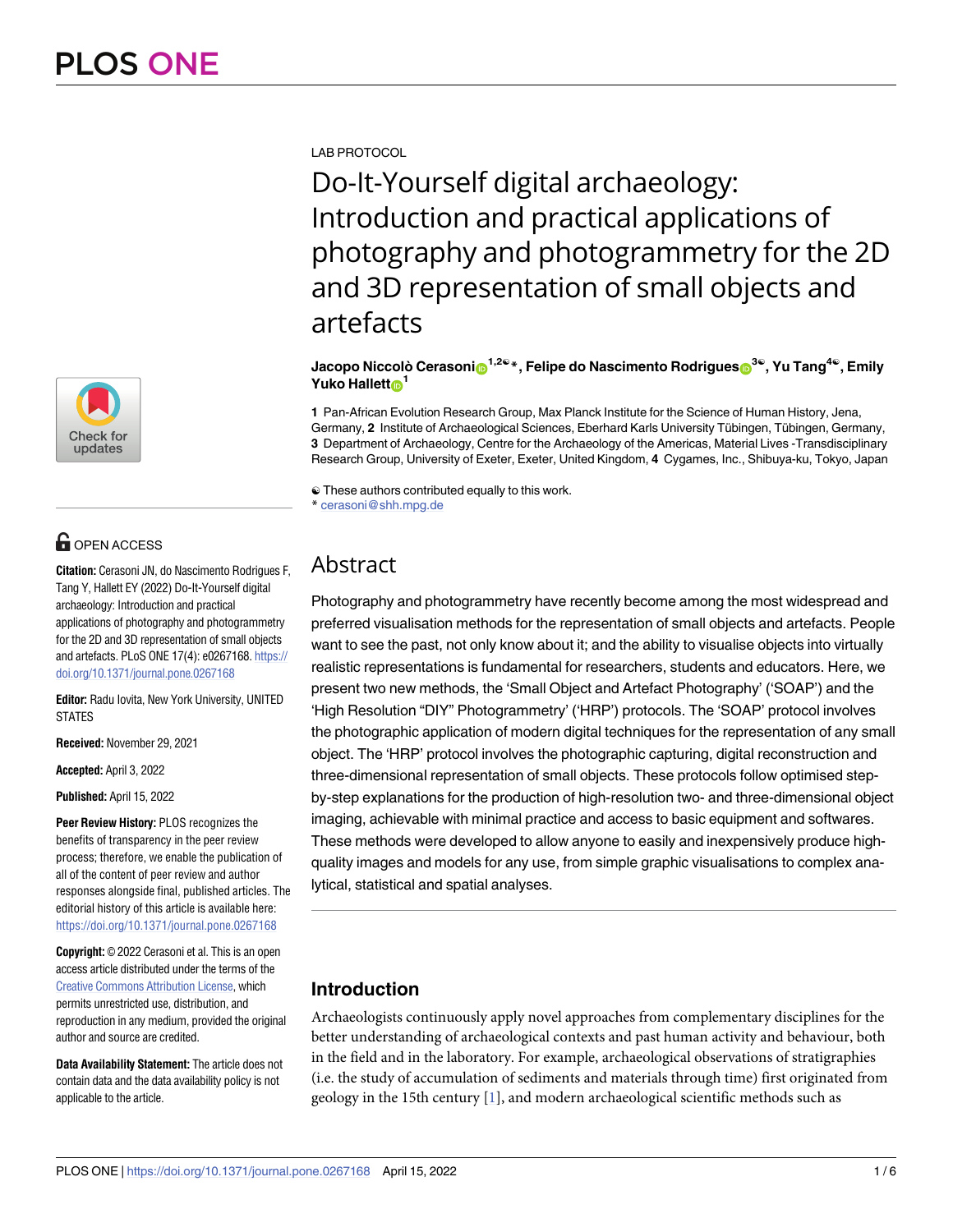LAB PROTOCOL

# Do-It-Yourself digital archaeology: Introduction and practical applications of photography and photogrammetry for the 2D and 3D representation of small objects and artefacts

**Jacopo Niccolò Cerasoni[1,2☯]*, Felipe do Nascimento Rodrigues[3☯], Yu Tang[4☯], Emily Yuko Hallett[1]**

**1** Pan-African Evolution Research Group, Max Planck Institute for the Science of Human History, Jena, Germany, **2** Institute of Archaeological Sciences, Eberhard Karls University Tübingen, Tübingen, Germany, **3** Department of Archaeology, Centre for the Archaeology of the Americas, Material Lives -Transdisciplinary Research Group, University of Exeter, Exeter, United Kingdom, **4** Cygames, Inc., Shibuya-ku, Tokyo, Japan

☯ These authors contributed equally to this work.
* cerasoni@shh.mpg.de

OPEN ACCESS

**Citation:** Cerasoni JN, do Nascimento Rodrigues F, Tang Y, Hallett EY (2022) Do-It-Yourself digital archaeology: Introduction and practical applications of photography and photogrammetry for the 2D and 3D representation of small objects and artefacts. PLoS ONE 17(4): e0267168. https://doi.org/10.1371/journal.pone.0267168

**Editor:** Radu Iovita, New York University, UNITED STATES

**Received:** November 29, 2021

**Accepted:** April 3, 2022

**Published:** April 15, 2022

**Peer Review History:** PLOS recognizes the benefits of transparency in the peer review process; therefore, we enable the publication of all of the content of peer review and author responses alongside final, published articles. The editorial history of this article is available here: https://doi.org/10.1371/journal.pone.0267168

**Copyright:** © 2022 Cerasoni et al. This is an open access article distributed under the terms of the Creative Commons Attribution License, which permits unrestricted use, distribution, and reproduction in any medium, provided the original author and source are credited.

**Data Availability Statement:** The article does not contain data and the data availability policy is not applicable to the article.

## Abstract

Photography and photogrammetry have recently become among the most widespread and preferred visualisation methods for the representation of small objects and artefacts. People want to see the past, not only know about it; and the ability to visualise objects into virtually realistic representations is fundamental for researchers, students and educators. Here, we present two new methods, the 'Small Object and Artefact Photography' ('SOAP') and the 'High Resolution "DIY" Photogrammetry' ('HRP') protocols. The 'SOAP' protocol involves the photographic application of modern digital techniques for the representation of any small object. The 'HRP' protocol involves the photographic capturing, digital reconstruction and three-dimensional representation of small objects. These protocols follow optimised step-by-step explanations for the production of high-resolution two- and three-dimensional object imaging, achievable with minimal practice and access to basic equipment and softwares. These methods were developed to allow anyone to easily and inexpensively produce high-quality images and models for any use, from simple graphic visualisations to complex analytical, statistical and spatial analyses.

## Introduction

Archaeologists continuously apply novel approaches from complementary disciplines for the better understanding of archaeological contexts and past human activity and behaviour, both in the field and in the laboratory. For example, archaeological observations of stratigraphies (i.e. the study of accumulation of sediments and materials through time) first originated from geology in the 15th century [1], and modern archaeological scientific methods such as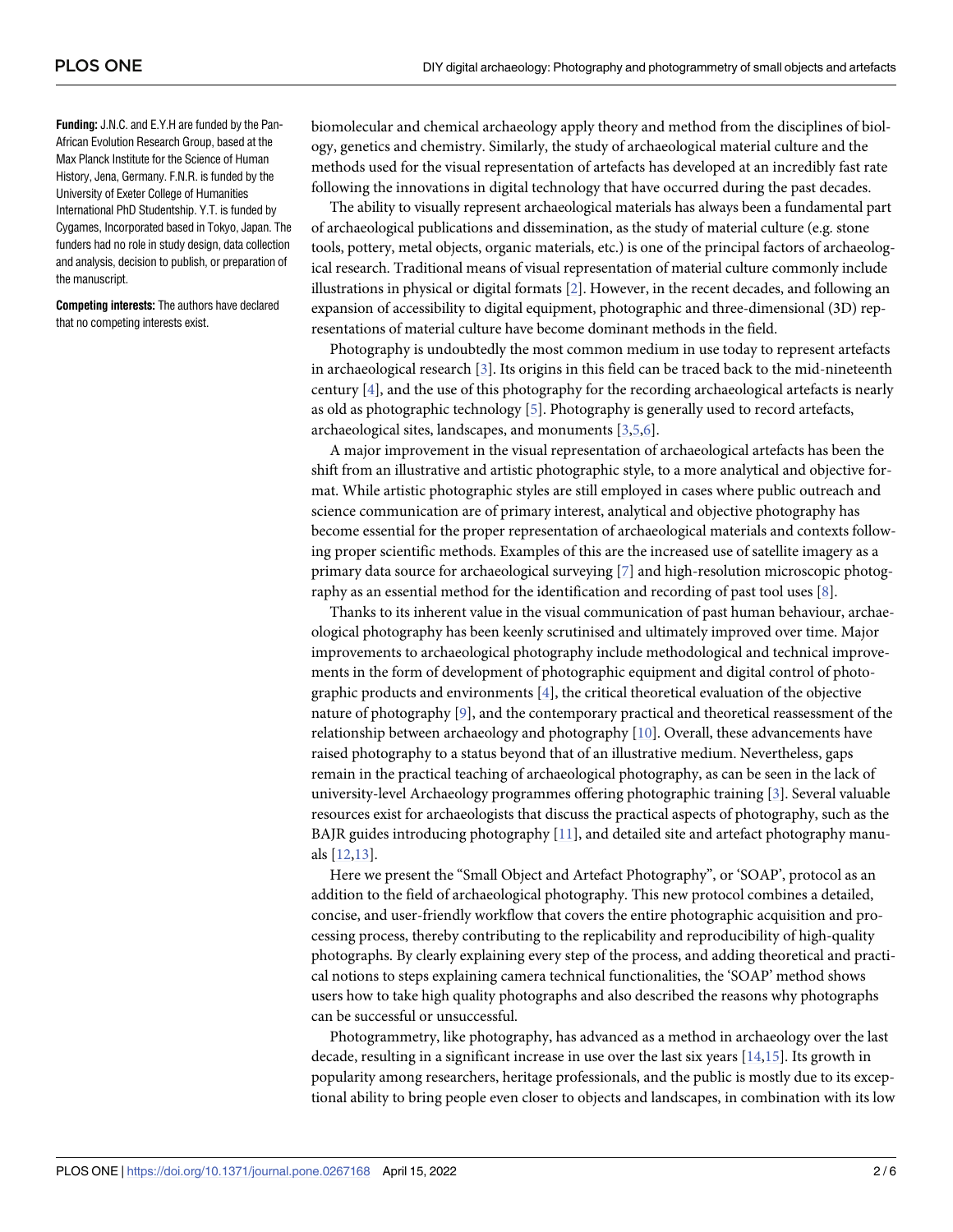**Funding:** J.N.C. and E.Y.H are funded by the Pan-African Evolution Research Group, based at the Max Planck Institute for the Science of Human History, Jena, Germany. F.N.R. is funded by the University of Exeter College of Humanities International PhD Studentship. Y.T. is funded by Cygames, Incorporated based in Tokyo, Japan. The funders had no role in study design, data collection and analysis, decision to publish, or preparation of the manuscript.

**Competing interests:** The authors have declared that no competing interests exist.

biomolecular and chemical archaeology apply theory and method from the disciplines of biology, genetics and chemistry. Similarly, the study of archaeological material culture and the methods used for the visual representation of artefacts has developed at an incredibly fast rate following the innovations in digital technology that have occurred during the past decades.

The ability to visually represent archaeological materials has always been a fundamental part of archaeological publications and dissemination, as the study of material culture (e.g. stone tools, pottery, metal objects, organic materials, etc.) is one of the principal factors of archaeological research. Traditional means of visual representation of material culture commonly include illustrations in physical or digital formats [2]. However, in the recent decades, and following an expansion of accessibility to digital equipment, photographic and three-dimensional (3D) representations of material culture have become dominant methods in the field.

Photography is undoubtedly the most common medium in use today to represent artefacts in archaeological research [3]. Its origins in this field can be traced back to the mid-nineteenth century [4], and the use of this photography for the recording archaeological artefacts is nearly as old as photographic technology [5]. Photography is generally used to record artefacts, archaeological sites, landscapes, and monuments [3,5,6].

A major improvement in the visual representation of archaeological artefacts has been the shift from an illustrative and artistic photographic style, to a more analytical and objective format. While artistic photographic styles are still employed in cases where public outreach and science communication are of primary interest, analytical and objective photography has become essential for the proper representation of archaeological materials and contexts following proper scientific methods. Examples of this are the increased use of satellite imagery as a primary data source for archaeological surveying [7] and high-resolution microscopic photography as an essential method for the identification and recording of past tool uses [8].

Thanks to its inherent value in the visual communication of past human behaviour, archaeological photography has been keenly scrutinised and ultimately improved over time. Major improvements to archaeological photography include methodological and technical improvements in the form of development of photographic equipment and digital control of photographic products and environments [4], the critical theoretical evaluation of the objective nature of photography [9], and the contemporary practical and theoretical reassessment of the relationship between archaeology and photography [10]. Overall, these advancements have raised photography to a status beyond that of an illustrative medium. Nevertheless, gaps remain in the practical teaching of archaeological photography, as can be seen in the lack of university-level Archaeology programmes offering photographic training [3]. Several valuable resources exist for archaeologists that discuss the practical aspects of photography, such as the BAJR guides introducing photography [11], and detailed site and artefact photography manuals [12,13].

Here we present the "Small Object and Artefact Photography", or 'SOAP', protocol as an addition to the field of archaeological photography. This new protocol combines a detailed, concise, and user-friendly workflow that covers the entire photographic acquisition and processing process, thereby contributing to the replicability and reproducibility of high-quality photographs. By clearly explaining every step of the process, and adding theoretical and practical notions to steps explaining camera technical functionalities, the 'SOAP' method shows users how to take high quality photographs and also described the reasons why photographs can be successful or unsuccessful.

Photogrammetry, like photography, has advanced as a method in archaeology over the last decade, resulting in a significant increase in use over the last six years [14,15]. Its growth in popularity among researchers, heritage professionals, and the public is mostly due to its exceptional ability to bring people even closer to objects and landscapes, in combination with its low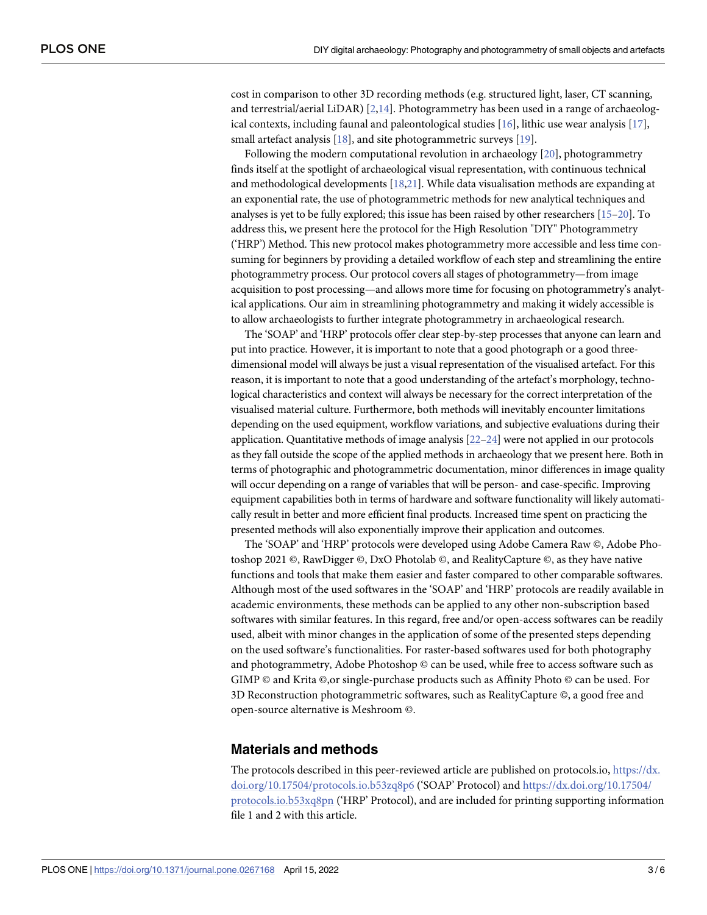cost in comparison to other 3D recording methods (e.g. structured light, laser, CT scanning, and terrestrial/aerial LiDAR) [2,14]. Photogrammetry has been used in a range of archaeological contexts, including faunal and paleontological studies [16], lithic use wear analysis [17], small artefact analysis [18], and site photogrammetric surveys [19].

Following the modern computational revolution in archaeology [20], photogrammetry finds itself at the spotlight of archaeological visual representation, with continuous technical and methodological developments [18,21]. While data visualisation methods are expanding at an exponential rate, the use of photogrammetric methods for new analytical techniques and analyses is yet to be fully explored; this issue has been raised by other researchers [15–20]. To address this, we present here the protocol for the High Resolution "DIY" Photogrammetry ('HRP') Method. This new protocol makes photogrammetry more accessible and less time consuming for beginners by providing a detailed workflow of each step and streamlining the entire photogrammetry process. Our protocol covers all stages of photogrammetry—from image acquisition to post processing—and allows more time for focusing on photogrammetry's analytical applications. Our aim in streamlining photogrammetry and making it widely accessible is to allow archaeologists to further integrate photogrammetry in archaeological research.

The 'SOAP' and 'HRP' protocols offer clear step-by-step processes that anyone can learn and put into practice. However, it is important to note that a good photograph or a good three-dimensional model will always be just a visual representation of the visualised artefact. For this reason, it is important to note that a good understanding of the artefact's morphology, technological characteristics and context will always be necessary for the correct interpretation of the visualised material culture. Furthermore, both methods will inevitably encounter limitations depending on the used equipment, workflow variations, and subjective evaluations during their application. Quantitative methods of image analysis [22–24] were not applied in our protocols as they fall outside the scope of the applied methods in archaeology that we present here. Both in terms of photographic and photogrammetric documentation, minor differences in image quality will occur depending on a range of variables that will be person- and case-specific. Improving equipment capabilities both in terms of hardware and software functionality will likely automatically result in better and more efficient final products. Increased time spent on practicing the presented methods will also exponentially improve their application and outcomes.

The 'SOAP' and 'HRP' protocols were developed using Adobe Camera Raw ©, Adobe Photoshop 2021 ©, RawDigger ©, DxO Photolab ©, and RealityCapture ©, as they have native functions and tools that make them easier and faster compared to other comparable softwares. Although most of the used softwares in the 'SOAP' and 'HRP' protocols are readily available in academic environments, these methods can be applied to any other non-subscription based softwares with similar features. In this regard, free and/or open-access softwares can be readily used, albeit with minor changes in the application of some of the presented steps depending on the used software's functionalities. For raster-based softwares used for both photography and photogrammetry, Adobe Photoshop © can be used, while free to access software such as GIMP © and Krita ©,or single-purchase products such as Affinity Photo © can be used. For 3D Reconstruction photogrammetric softwares, such as RealityCapture ©, a good free and open-source alternative is Meshroom ©.

## Materials and methods

The protocols described in this peer-reviewed article are published on protocols.io, https://dx.doi.org/10.17504/protocols.io.b53zq8p6 ('SOAP' Protocol) and https://dx.doi.org/10.17504/protocols.io.b53xq8pn ('HRP' Protocol), and are included for printing supporting information file 1 and 2 with this article.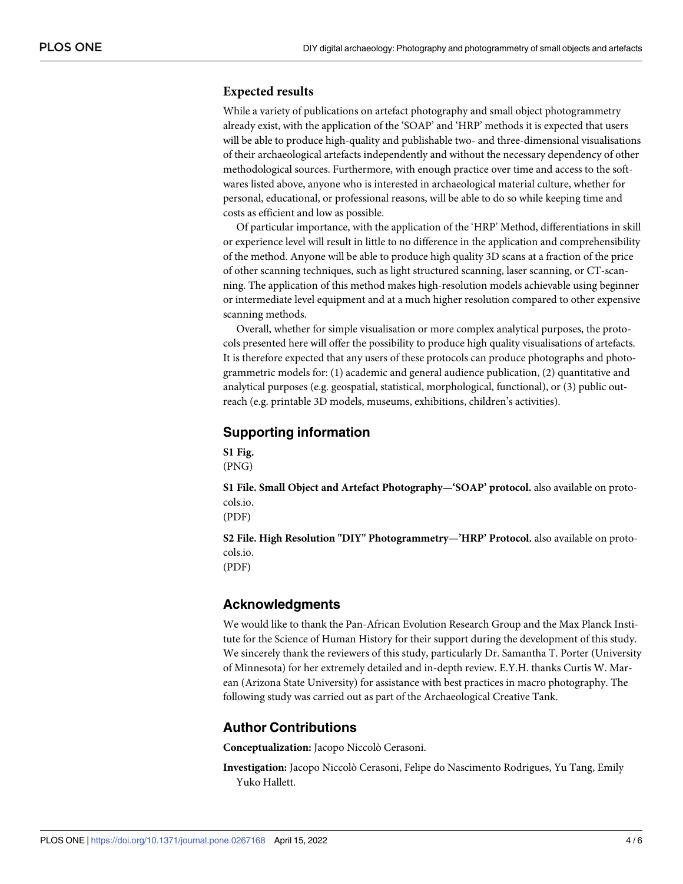### Expected results

While a variety of publications on artefact photography and small object photogrammetry already exist, with the application of the 'SOAP' and 'HRP' methods it is expected that users will be able to produce high-quality and publishable two- and three-dimensional visualisations of their archaeological artefacts independently and without the necessary dependency of other methodological sources. Furthermore, with enough practice over time and access to the softwares listed above, anyone who is interested in archaeological material culture, whether for personal, educational, or professional reasons, will be able to do so while keeping time and costs as efficient and low as possible.

Of particular importance, with the application of the 'HRP' Method, differentiations in skill or experience level will result in little to no difference in the application and comprehensibility of the method. Anyone will be able to produce high quality 3D scans at a fraction of the price of other scanning techniques, such as light structured scanning, laser scanning, or CT-scanning. The application of this method makes high-resolution models achievable using beginner or intermediate level equipment and at a much higher resolution compared to other expensive scanning methods.

Overall, whether for simple visualisation or more complex analytical purposes, the protocols presented here will offer the possibility to produce high quality visualisations of artefacts. It is therefore expected that any users of these protocols can produce photographs and photogrammetric models for: (1) academic and general audience publication, (2) quantitative and analytical purposes (e.g. geospatial, statistical, morphological, functional), or (3) public outreach (e.g. printable 3D models, museums, exhibitions, children's activities).

## Supporting information

**S1 Fig.**
(PNG)

**S1 File. Small Object and Artefact Photography—'SOAP' protocol.** also available on protocols.io.
(PDF)

**S2 File. High Resolution "DIY" Photogrammetry—'HRP' Protocol.** also available on protocols.io.
(PDF)

## Acknowledgments

We would like to thank the Pan-African Evolution Research Group and the Max Planck Institute for the Science of Human History for their support during the development of this study. We sincerely thank the reviewers of this study, particularly Dr. Samantha T. Porter (University of Minnesota) for her extremely detailed and in-depth review. E.Y.H. thanks Curtis W. Marean (Arizona State University) for assistance with best practices in macro photography. The following study was carried out as part of the Archaeological Creative Tank.

## Author Contributions

**Conceptualization:** Jacopo Niccolò Cerasoni.

**Investigation:** Jacopo Niccolò Cerasoni, Felipe do Nascimento Rodrigues, Yu Tang, Emily Yuko Hallett.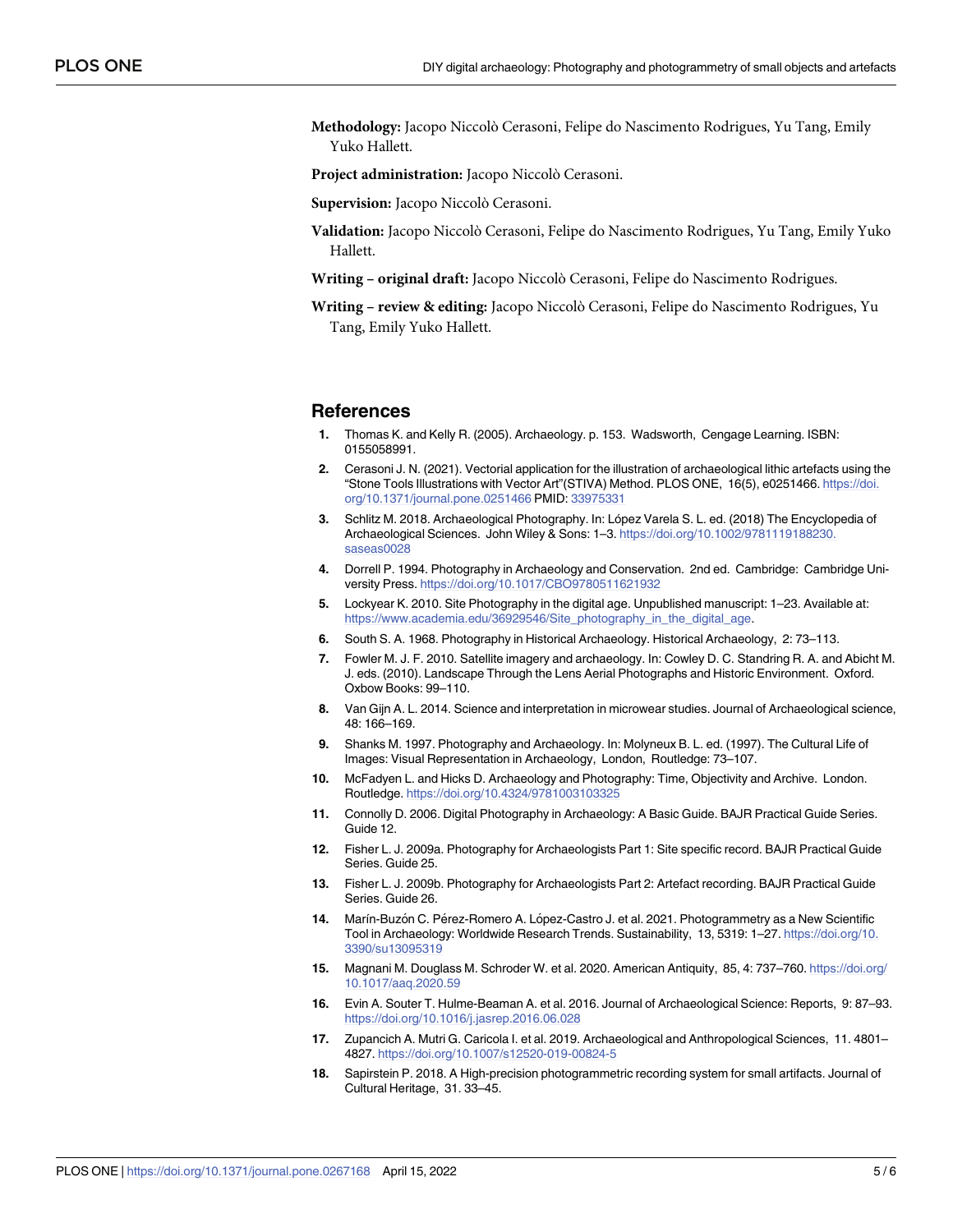**Methodology:** Jacopo Niccolò Cerasoni, Felipe do Nascimento Rodrigues, Yu Tang, Emily Yuko Hallett.

**Project administration:** Jacopo Niccolò Cerasoni.

**Supervision:** Jacopo Niccolò Cerasoni.

**Validation:** Jacopo Niccolò Cerasoni, Felipe do Nascimento Rodrigues, Yu Tang, Emily Yuko Hallett.

**Writing – original draft:** Jacopo Niccolò Cerasoni, Felipe do Nascimento Rodrigues.

**Writing – review & editing:** Jacopo Niccolò Cerasoni, Felipe do Nascimento Rodrigues, Yu Tang, Emily Yuko Hallett.

## References

1. Thomas K. and Kelly R. (2005). Archaeology. p. 153. Wadsworth, Cengage Learning. ISBN: 0155058991.
2. Cerasoni J. N. (2021). Vectorial application for the illustration of archaeological lithic artefacts using the "Stone Tools Illustrations with Vector Art"(STIVA) Method. PLOS ONE, 16(5), e0251466. https://doi.org/10.1371/journal.pone.0251466 PMID: 33975331
3. Schlitz M. 2018. Archaeological Photography. In: López Varela S. L. ed. (2018) The Encyclopedia of Archaeological Sciences. John Wiley & Sons: 1–3. https://doi.org/10.1002/9781119188230.saseas0028
4. Dorrell P. 1994. Photography in Archaeology and Conservation. 2nd ed. Cambridge: Cambridge University Press. https://doi.org/10.1017/CBO9780511621932
5. Lockyear K. 2010. Site Photography in the digital age. Unpublished manuscript: 1–23. Available at: https://www.academia.edu/36929546/Site_photography_in_the_digital_age.
6. South S. A. 1968. Photography in Historical Archaeology. Historical Archaeology, 2: 73–113.
7. Fowler M. J. F. 2010. Satellite imagery and archaeology. In: Cowley D. C. Standring R. A. and Abicht M. J. eds. (2010). Landscape Through the Lens Aerial Photographs and Historic Environment. Oxford. Oxbow Books: 99–110.
8. Van Gijn A. L. 2014. Science and interpretation in microwear studies. Journal of Archaeological science, 48: 166–169.
9. Shanks M. 1997. Photography and Archaeology. In: Molyneux B. L. ed. (1997). The Cultural Life of Images: Visual Representation in Archaeology, London, Routledge: 73–107.
10. McFadyen L. and Hicks D. Archaeology and Photography: Time, Objectivity and Archive. London. Routledge. https://doi.org/10.4324/9781003103325
11. Connolly D. 2006. Digital Photography in Archaeology: A Basic Guide. BAJR Practical Guide Series. Guide 12.
12. Fisher L. J. 2009a. Photography for Archaeologists Part 1: Site specific record. BAJR Practical Guide Series. Guide 25.
13. Fisher L. J. 2009b. Photography for Archaeologists Part 2: Artefact recording. BAJR Practical Guide Series. Guide 26.
14. Marín-Buzón C. Pérez-Romero A. López-Castro J. et al. 2021. Photogrammetry as a New Scientific Tool in Archaeology: Worldwide Research Trends. Sustainability, 13, 5319: 1–27. https://doi.org/10.3390/su13095319
15. Magnani M. Douglass M. Schroder W. et al. 2020. American Antiquity, 85, 4: 737–760. https://doi.org/10.1017/aaq.2020.59
16. Evin A. Souter T. Hulme-Beaman A. et al. 2016. Journal of Archaeological Science: Reports, 9: 87–93. https://doi.org/10.1016/j.jasrep.2016.06.028
17. Zupancich A. Mutri G. Caricola I. et al. 2019. Archaeological and Anthropological Sciences, 11. 4801–4827. https://doi.org/10.1007/s12520-019-00824-5
18. Sapirstein P. 2018. A High-precision photogrammetric recording system for small artifacts. Journal of Cultural Heritage, 31. 33–45.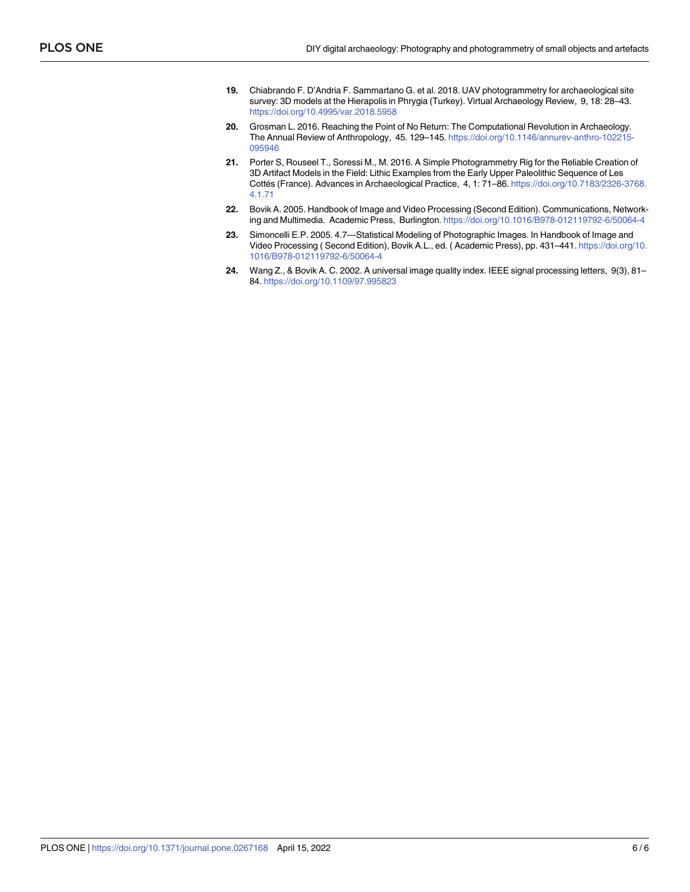19. Chiabrando F. D'Andria F. Sammartano G. et al. 2018. UAV photogrammetry for archaeological site survey: 3D models at the Hierapolis in Phrygia (Turkey). Virtual Archaeology Review, 9, 18: 28–43. https://doi.org/10.4995/var.2018.5958

20. Grosman L. 2016. Reaching the Point of No Return: The Computational Revolution in Archaeology. The Annual Review of Anthropology, 45. 129–145. https://doi.org/10.1146/annurev-anthro-102215-095946

21. Porter S, Rouseel T., Soressi M., M. 2016. A Simple Photogrammetry Rig for the Reliable Creation of 3D Artifact Models in the Field: Lithic Examples from the Early Upper Paleolithic Sequence of Les Cottés (France). Advances in Archaeological Practice, 4, 1: 71–86. https://doi.org/10.7183/2326-3768.4.1.71

22. Bovik A. 2005. Handbook of Image and Video Processing (Second Edition). Communications, Networking and Multimedia. Academic Press, Burlington. https://doi.org/10.1016/B978-012119792-6/50064-4

23. Simoncelli E.P. 2005. 4.7—Statistical Modeling of Photographic Images. In Handbook of Image and Video Processing ( Second Edition), Bovik A.L., ed. ( Academic Press), pp. 431–441. https://doi.org/10.1016/B978-012119792-6/50064-4

24. Wang Z., & Bovik A. C. 2002. A universal image quality index. IEEE signal processing letters, 9(3), 81–84. https://doi.org/10.1109/97.995823